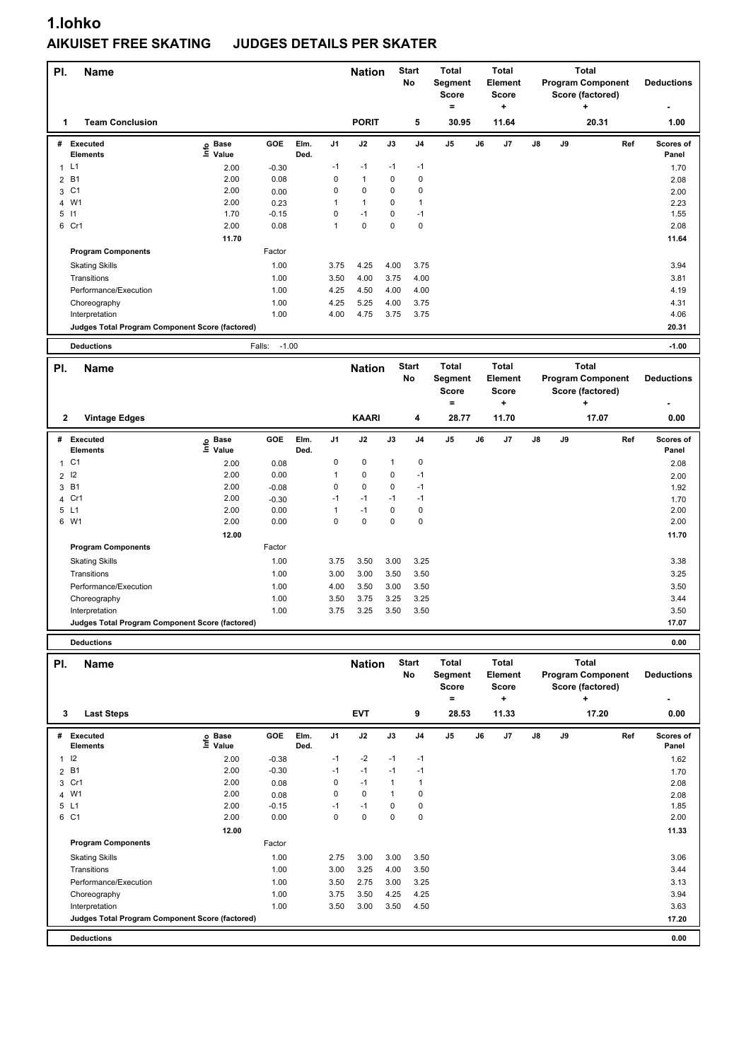# 1.lohko

## AIKUISET FREE SKATING JUDGES DETAILS PER SKATER

| Pl. | Name | Nation | Start No | Total Segment Score = | Total Element Score + | Total Program Component Score (factored) + | Deductions - |
|---|---|---|---|---|---|---|---|
| 1 | Team Conclusion | PORIT | 5 | 30.95 | 11.64 | 20.31 | 1.00 |

| # | Executed Elements | Info | Base Value | GOE | Elm. Ded. | J1 | J2 | J3 | J4 | J5 | J6 | J7 | J8 | J9 | Ref | Scores of Panel |
|---|---|---|---|---|---|---|---|---|---|---|---|---|---|---|---|---|
| 1 | L1 | | 2.00 | -0.30 | | -1 | -1 | -1 | -1 | | | | | | | 1.70 |
| 2 | B1 | | 2.00 | 0.08 | | 0 | 1 | 0 | 0 | | | | | | | 2.08 |
| 3 | C1 | | 2.00 | 0.00 | | 0 | 0 | 0 | 0 | | | | | | | 2.00 |
| 4 | W1 | | 2.00 | 0.23 | | 1 | 1 | 0 | 1 | | | | | | | 2.23 |
| 5 | I1 | | 1.70 | -0.15 | | 0 | -1 | 0 | -1 | | | | | | | 1.55 |
| 6 | Cr1 | | 2.00 | 0.08 | | 1 | 0 | 0 | 0 | | | | | | | 2.08 |
| | | | 11.70 | | | | | | | | | | | | | 11.64 |
| | **Program Components** | | | Factor | | | | | | | | | | | | |
| | Skating Skills | | | 1.00 | | 3.75 | 4.25 | 4.00 | 3.75 | | | | | | | 3.94 |
| | Transitions | | | 1.00 | | 3.50 | 4.00 | 3.75 | 4.00 | | | | | | | 3.81 |
| | Performance/Execution | | | 1.00 | | 4.25 | 4.50 | 4.00 | 4.00 | | | | | | | 4.19 |
| | Choreography | | | 1.00 | | 4.25 | 5.25 | 4.00 | 3.75 | | | | | | | 4.31 |
| | Interpretation | | | 1.00 | | 4.00 | 4.75 | 3.75 | 3.75 | | | | | | | 4.06 |
| | **Judges Total Program Component Score (factored)** | | | | | | | | | | | | | | | 20.31 |
| | **Deductions** | | | Falls: -1.00 | | | | | | | | | | | | -1.00 |

| Pl. | Name | Nation | Start No | Total Segment Score = | Total Element Score + | Total Program Component Score (factored) + | Deductions - |
|---|---|---|---|---|---|---|---|
| 2 | Vintage Edges | KAARI | 4 | 28.77 | 11.70 | 17.07 | 0.00 |

| # | Executed Elements | Info | Base Value | GOE | Elm. Ded. | J1 | J2 | J3 | J4 | J5 | J6 | J7 | J8 | J9 | Ref | Scores of Panel |
|---|---|---|---|---|---|---|---|---|---|---|---|---|---|---|---|---|
| 1 | C1 | | 2.00 | 0.08 | | 0 | 0 | 1 | 0 | | | | | | | 2.08 |
| 2 | I2 | | 2.00 | 0.00 | | 1 | 0 | 0 | -1 | | | | | | | 2.00 |
| 3 | B1 | | 2.00 | -0.08 | | 0 | 0 | 0 | -1 | | | | | | | 1.92 |
| 4 | Cr1 | | 2.00 | -0.30 | | -1 | -1 | -1 | -1 | | | | | | | 1.70 |
| 5 | L1 | | 2.00 | 0.00 | | 1 | -1 | 0 | 0 | | | | | | | 2.00 |
| 6 | W1 | | 2.00 | 0.00 | | 0 | 0 | 0 | 0 | | | | | | | 2.00 |
| | | | 12.00 | | | | | | | | | | | | | 11.70 |
| | **Program Components** | | | Factor | | | | | | | | | | | | |
| | Skating Skills | | | 1.00 | | 3.75 | 3.50 | 3.00 | 3.25 | | | | | | | 3.38 |
| | Transitions | | | 1.00 | | 3.00 | 3.00 | 3.50 | 3.50 | | | | | | | 3.25 |
| | Performance/Execution | | | 1.00 | | 4.00 | 3.50 | 3.00 | 3.50 | | | | | | | 3.50 |
| | Choreography | | | 1.00 | | 3.50 | 3.75 | 3.25 | 3.25 | | | | | | | 3.44 |
| | Interpretation | | | 1.00 | | 3.75 | 3.25 | 3.50 | 3.50 | | | | | | | 3.50 |
| | **Judges Total Program Component Score (factored)** | | | | | | | | | | | | | | | 17.07 |
| | **Deductions** | | | | | | | | | | | | | | | 0.00 |

| Pl. | Name | Nation | Start No | Total Segment Score = | Total Element Score + | Total Program Component Score (factored) + | Deductions - |
|---|---|---|---|---|---|---|---|
| 3 | Last Steps | EVT | 9 | 28.53 | 11.33 | 17.20 | 0.00 |

| # | Executed Elements | Info | Base Value | GOE | Elm. Ded. | J1 | J2 | J3 | J4 | J5 | J6 | J7 | J8 | J9 | Ref | Scores of Panel |
|---|---|---|---|---|---|---|---|---|---|---|---|---|---|---|---|---|
| 1 | I2 | | 2.00 | -0.38 | | -1 | -2 | -1 | -1 | | | | | | | 1.62 |
| 2 | B1 | | 2.00 | -0.30 | | -1 | -1 | -1 | -1 | | | | | | | 1.70 |
| 3 | Cr1 | | 2.00 | 0.08 | | 0 | -1 | 1 | 1 | | | | | | | 2.08 |
| 4 | W1 | | 2.00 | 0.08 | | 0 | 0 | 1 | 0 | | | | | | | 2.08 |
| 5 | L1 | | 2.00 | -0.15 | | -1 | -1 | 0 | 0 | | | | | | | 1.85 |
| 6 | C1 | | 2.00 | 0.00 | | 0 | 0 | 0 | 0 | | | | | | | 2.00 |
| | | | 12.00 | | | | | | | | | | | | | 11.33 |
| | **Program Components** | | | Factor | | | | | | | | | | | | |
| | Skating Skills | | | 1.00 | | 2.75 | 3.00 | 3.00 | 3.50 | | | | | | | 3.06 |
| | Transitions | | | 1.00 | | 3.00 | 3.25 | 4.00 | 3.50 | | | | | | | 3.44 |
| | Performance/Execution | | | 1.00 | | 3.50 | 2.75 | 3.00 | 3.25 | | | | | | | 3.13 |
| | Choreography | | | 1.00 | | 3.75 | 3.50 | 4.25 | 4.25 | | | | | | | 3.94 |
| | Interpretation | | | 1.00 | | 3.50 | 3.00 | 3.50 | 4.50 | | | | | | | 3.63 |
| | **Judges Total Program Component Score (factored)** | | | | | | | | | | | | | | | 17.20 |
| | **Deductions** | | | | | | | | | | | | | | | 0.00 |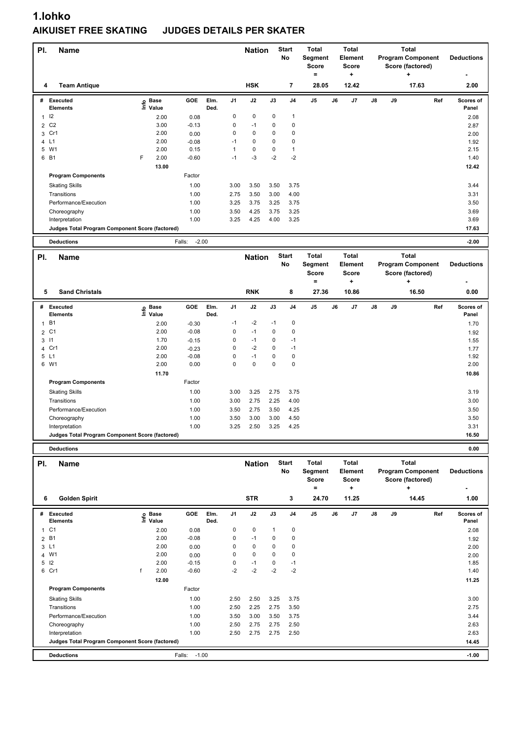# 1.lohko

## AIKUISET FREE SKATING JUDGES DETAILS PER SKATER

| Pl. | Name | Nation | Start No | Total Segment Score = | Total Element Score + | Total Program Component Score (factored) + | Deductions - |
|---|---|---|---|---|---|---|---|
| 4 | Team Antique | HSK | 7 | 28.05 | 12.42 | 17.63 | 2.00 |

| # | Executed Elements | Info | Base Value | GOE | Elm. Ded. | J1 | J2 | J3 | J4 | J5 | J6 | J7 | J8 | J9 | Ref | Scores of Panel |
|---|---|---|---|---|---|---|---|---|---|---|---|---|---|---|---|---|
| 1 | I2 | | 2.00 | 0.08 | | 0 | 0 | 0 | 1 | | | | | | | 2.08 |
| 2 | C2 | | 3.00 | -0.13 | | 0 | -1 | 0 | 0 | | | | | | | 2.87 |
| 3 | Cr1 | | 2.00 | 0.00 | | 0 | 0 | 0 | 0 | | | | | | | 2.00 |
| 4 | L1 | | 2.00 | -0.08 | | -1 | 0 | 0 | 0 | | | | | | | 1.92 |
| 5 | W1 | | 2.00 | 0.15 | | 1 | 0 | 0 | 1 | | | | | | | 2.15 |
| 6 | B1 | F | 2.00 | -0.60 | | -1 | -3 | -2 | -2 | | | | | | | 1.40 |
| | | | 13.00 | | | | | | | | | | | | | 12.42 |

| Program Components | Factor | J1 | J2 | J3 | J4 | Scores of Panel |
|---|---|---|---|---|---|---|
| Skating Skills | 1.00 | 3.00 | 3.50 | 3.50 | 3.75 | 3.44 |
| Transitions | 1.00 | 2.75 | 3.50 | 3.00 | 4.00 | 3.31 |
| Performance/Execution | 1.00 | 3.25 | 3.75 | 3.25 | 3.75 | 3.50 |
| Choreography | 1.00 | 3.50 | 4.25 | 3.75 | 3.25 | 3.69 |
| Interpretation | 1.00 | 3.25 | 4.25 | 4.00 | 3.25 | 3.69 |
| Judges Total Program Component Score (factored) | | | | | | 17.63 |

| Deductions | Falls: -2.00 | -2.00 |
|---|---|---|

| Pl. | Name | Nation | Start No | Total Segment Score = | Total Element Score + | Total Program Component Score (factored) + | Deductions - |
|---|---|---|---|---|---|---|---|
| 5 | Sand Christals | RNK | 8 | 27.36 | 10.86 | 16.50 | 0.00 |

| # | Executed Elements | Info | Base Value | GOE | Elm. Ded. | J1 | J2 | J3 | J4 | J5 | J6 | J7 | J8 | J9 | Ref | Scores of Panel |
|---|---|---|---|---|---|---|---|---|---|---|---|---|---|---|---|---|
| 1 | B1 | | 2.00 | -0.30 | | -1 | -2 | -1 | 0 | | | | | | | 1.70 |
| 2 | C1 | | 2.00 | -0.08 | | 0 | -1 | 0 | 0 | | | | | | | 1.92 |
| 3 | I1 | | 1.70 | -0.15 | | 0 | -1 | 0 | -1 | | | | | | | 1.55 |
| 4 | Cr1 | | 2.00 | -0.23 | | 0 | -2 | 0 | -1 | | | | | | | 1.77 |
| 5 | L1 | | 2.00 | -0.08 | | 0 | -1 | 0 | 0 | | | | | | | 1.92 |
| 6 | W1 | | 2.00 | 0.00 | | 0 | 0 | 0 | 0 | | | | | | | 2.00 |
| | | | 11.70 | | | | | | | | | | | | | 10.86 |

| Program Components | Factor | J1 | J2 | J3 | J4 | Scores of Panel |
|---|---|---|---|---|---|---|
| Skating Skills | 1.00 | 3.00 | 3.25 | 2.75 | 3.75 | 3.19 |
| Transitions | 1.00 | 3.00 | 2.75 | 2.25 | 4.00 | 3.00 |
| Performance/Execution | 1.00 | 3.50 | 2.75 | 3.50 | 4.25 | 3.50 |
| Choreography | 1.00 | 3.50 | 3.00 | 3.00 | 4.50 | 3.50 |
| Interpretation | 1.00 | 3.25 | 2.50 | 3.25 | 4.25 | 3.31 |
| Judges Total Program Component Score (factored) | | | | | | 16.50 |

| Deductions | | 0.00 |
|---|---|---|

| Pl. | Name | Nation | Start No | Total Segment Score = | Total Element Score + | Total Program Component Score (factored) + | Deductions - |
|---|---|---|---|---|---|---|---|
| 6 | Golden Spirit | STR | 3 | 24.70 | 11.25 | 14.45 | 1.00 |

| # | Executed Elements | Info | Base Value | GOE | Elm. Ded. | J1 | J2 | J3 | J4 | J5 | J6 | J7 | J8 | J9 | Ref | Scores of Panel |
|---|---|---|---|---|---|---|---|---|---|---|---|---|---|---|---|---|
| 1 | C1 | | 2.00 | 0.08 | | 0 | 0 | 1 | 0 | | | | | | | 2.08 |
| 2 | B1 | | 2.00 | -0.08 | | 0 | -1 | 0 | 0 | | | | | | | 1.92 |
| 3 | L1 | | 2.00 | 0.00 | | 0 | 0 | 0 | 0 | | | | | | | 2.00 |
| 4 | W1 | | 2.00 | 0.00 | | 0 | 0 | 0 | 0 | | | | | | | 2.00 |
| 5 | I2 | | 2.00 | -0.15 | | 0 | -1 | 0 | -1 | | | | | | | 1.85 |
| 6 | Cr1 | f | 2.00 | -0.60 | | -2 | -2 | -2 | -2 | | | | | | | 1.40 |
| | | | 12.00 | | | | | | | | | | | | | 11.25 |

| Program Components | Factor | J1 | J2 | J3 | J4 | Scores of Panel |
|---|---|---|---|---|---|---|
| Skating Skills | 1.00 | 2.50 | 2.50 | 3.25 | 3.75 | 3.00 |
| Transitions | 1.00 | 2.50 | 2.25 | 2.75 | 3.50 | 2.75 |
| Performance/Execution | 1.00 | 3.50 | 3.00 | 3.50 | 3.75 | 3.44 |
| Choreography | 1.00 | 2.50 | 2.75 | 2.75 | 2.50 | 2.63 |
| Interpretation | 1.00 | 2.50 | 2.75 | 2.75 | 2.50 | 2.63 |
| Judges Total Program Component Score (factored) | | | | | | 14.45 |

| Deductions | Falls: -1.00 | -1.00 |
|---|---|---|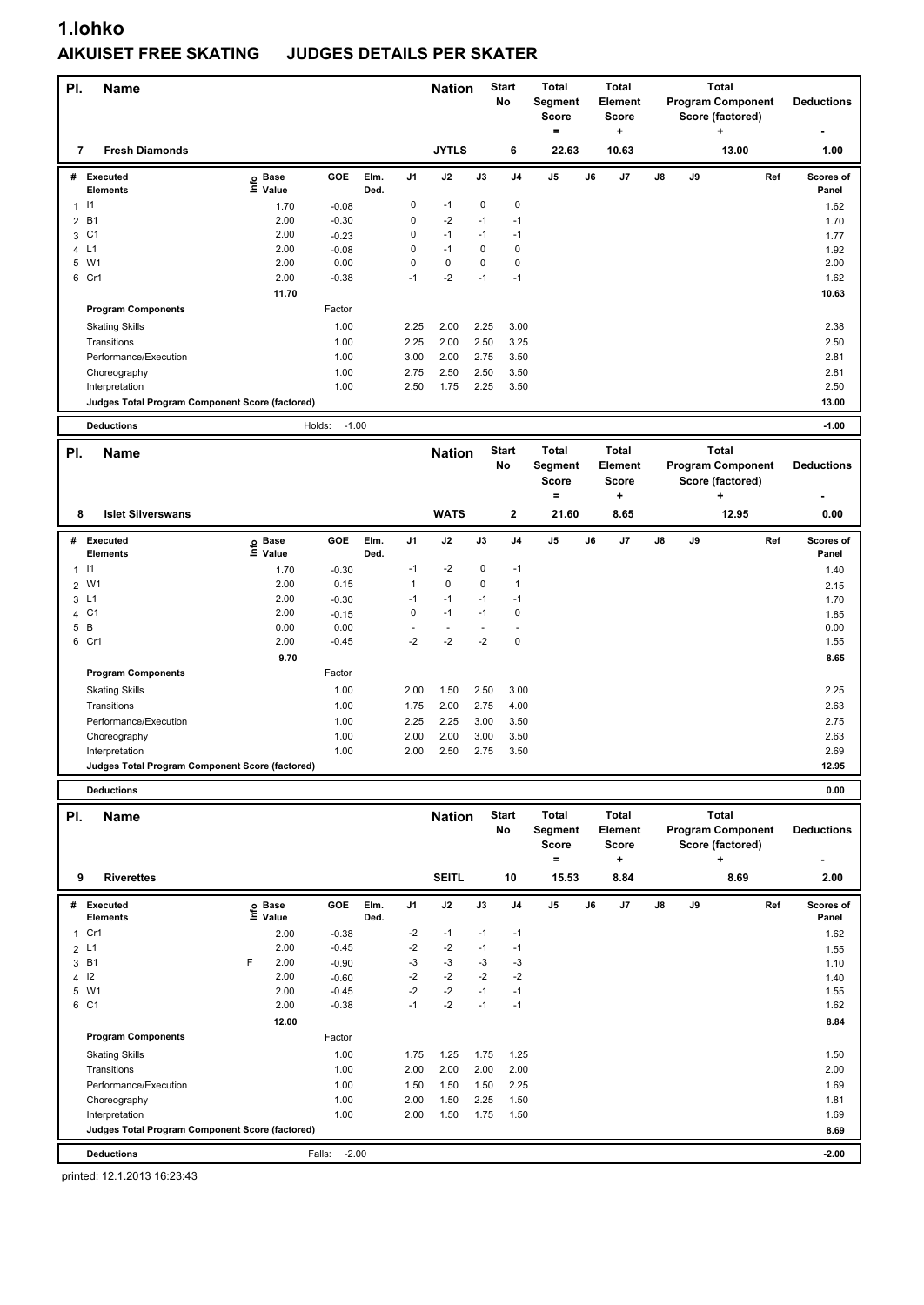# 1.lohko

## AIKUISET FREE SKATING JUDGES DETAILS PER SKATER

| Pl. | Name | Nation | Start No | Total Segment Score = | Total Element Score + | Total Program Component Score (factored) + | Deductions - |
|---|---|---|---|---|---|---|---|
| 7 | Fresh Diamonds | JYTLS | 6 | 22.63 | 10.63 | 13.00 | 1.00 |

| # | Executed Elements | Info | Base Value | GOE | Elm. Ded. | J1 | J2 | J3 | J4 | J5 | J6 | J7 | J8 | J9 | Ref | Scores of Panel |
|---|---|---|---|---|---|---|---|---|---|---|---|---|---|---|---|---|
| 1 | I1 | | 1.70 | -0.08 | | 0 | -1 | 0 | 0 | | | | | | | 1.62 |
| 2 | B1 | | 2.00 | -0.30 | | 0 | -2 | -1 | -1 | | | | | | | 1.70 |
| 3 | C1 | | 2.00 | -0.23 | | 0 | -1 | -1 | -1 | | | | | | | 1.77 |
| 4 | L1 | | 2.00 | -0.08 | | 0 | -1 | 0 | 0 | | | | | | | 1.92 |
| 5 | W1 | | 2.00 | 0.00 | | 0 | 0 | 0 | 0 | | | | | | | 2.00 |
| 6 | Cr1 | | 2.00 | -0.38 | | -1 | -2 | -1 | -1 | | | | | | | 1.62 |
| | | | 11.70 | | | | | | | | | | | | | 10.63 |
| | **Program Components** | | | Factor | | | | | | | | | | | | |
| | Skating Skills | | | 1.00 | | 2.25 | 2.00 | 2.25 | 3.00 | | | | | | | 2.38 |
| | Transitions | | | 1.00 | | 2.25 | 2.00 | 2.50 | 3.25 | | | | | | | 2.50 |
| | Performance/Execution | | | 1.00 | | 3.00 | 2.00 | 2.75 | 3.50 | | | | | | | 2.81 |
| | Choreography | | | 1.00 | | 2.75 | 2.50 | 2.50 | 3.50 | | | | | | | 2.81 |
| | Interpretation | | | 1.00 | | 2.50 | 1.75 | 2.25 | 3.50 | | | | | | | 2.50 |
| | **Judges Total Program Component Score (factored)** | | | | | | | | | | | | | | | 13.00 |
| | **Deductions** | | | Holds: -1.00 | | | | | | | | | | | | -1.00 |

| Pl. | Name | Nation | Start No | Total Segment Score = | Total Element Score + | Total Program Component Score (factored) + | Deductions - |
|---|---|---|---|---|---|---|---|
| 8 | Islet Silverswans | WATS | 2 | 21.60 | 8.65 | 12.95 | 0.00 |

| # | Executed Elements | Info | Base Value | GOE | Elm. Ded. | J1 | J2 | J3 | J4 | J5 | J6 | J7 | J8 | J9 | Ref | Scores of Panel |
|---|---|---|---|---|---|---|---|---|---|---|---|---|---|---|---|---|
| 1 | I1 | | 1.70 | -0.30 | | -1 | -2 | 0 | -1 | | | | | | | 1.40 |
| 2 | W1 | | 2.00 | 0.15 | | 1 | 0 | 0 | 1 | | | | | | | 2.15 |
| 3 | L1 | | 2.00 | -0.30 | | -1 | -1 | -1 | -1 | | | | | | | 1.70 |
| 4 | C1 | | 2.00 | -0.15 | | 0 | -1 | -1 | 0 | | | | | | | 1.85 |
| 5 | B | | 0.00 | 0.00 | | - | - | - | - | | | | | | | 0.00 |
| 6 | Cr1 | | 2.00 | -0.45 | | -2 | -2 | -2 | 0 | | | | | | | 1.55 |
| | | | 9.70 | | | | | | | | | | | | | 8.65 |
| | **Program Components** | | | Factor | | | | | | | | | | | | |
| | Skating Skills | | | 1.00 | | 2.00 | 1.50 | 2.50 | 3.00 | | | | | | | 2.25 |
| | Transitions | | | 1.00 | | 1.75 | 2.00 | 2.75 | 4.00 | | | | | | | 2.63 |
| | Performance/Execution | | | 1.00 | | 2.25 | 2.25 | 3.00 | 3.50 | | | | | | | 2.75 |
| | Choreography | | | 1.00 | | 2.00 | 2.00 | 3.00 | 3.50 | | | | | | | 2.63 |
| | Interpretation | | | 1.00 | | 2.00 | 2.50 | 2.75 | 3.50 | | | | | | | 2.69 |
| | **Judges Total Program Component Score (factored)** | | | | | | | | | | | | | | | 12.95 |
| | **Deductions** | | | | | | | | | | | | | | | 0.00 |

| Pl. | Name | Nation | Start No | Total Segment Score = | Total Element Score + | Total Program Component Score (factored) + | Deductions - |
|---|---|---|---|---|---|---|---|
| 9 | Riverettes | SEITL | 10 | 15.53 | 8.84 | 8.69 | 2.00 |

| # | Executed Elements | Info | Base Value | GOE | Elm. Ded. | J1 | J2 | J3 | J4 | J5 | J6 | J7 | J8 | J9 | Ref | Scores of Panel |
|---|---|---|---|---|---|---|---|---|---|---|---|---|---|---|---|---|
| 1 | Cr1 | | 2.00 | -0.38 | | -2 | -1 | -1 | -1 | | | | | | | 1.62 |
| 2 | L1 | | 2.00 | -0.45 | | -2 | -2 | -1 | -1 | | | | | | | 1.55 |
| 3 | B1 | F | 2.00 | -0.90 | | -3 | -3 | -3 | -3 | | | | | | | 1.10 |
| 4 | I2 | | 2.00 | -0.60 | | -2 | -2 | -2 | -2 | | | | | | | 1.40 |
| 5 | W1 | | 2.00 | -0.45 | | -2 | -2 | -1 | -1 | | | | | | | 1.55 |
| 6 | C1 | | 2.00 | -0.38 | | -1 | -2 | -1 | -1 | | | | | | | 1.62 |
| | | | 12.00 | | | | | | | | | | | | | 8.84 |
| | **Program Components** | | | Factor | | | | | | | | | | | | |
| | Skating Skills | | | 1.00 | | 1.75 | 1.25 | 1.75 | 1.25 | | | | | | | 1.50 |
| | Transitions | | | 1.00 | | 2.00 | 2.00 | 2.00 | 2.00 | | | | | | | 2.00 |
| | Performance/Execution | | | 1.00 | | 1.50 | 1.50 | 1.50 | 2.25 | | | | | | | 1.69 |
| | Choreography | | | 1.00 | | 2.00 | 1.50 | 2.25 | 1.50 | | | | | | | 1.81 |
| | Interpretation | | | 1.00 | | 2.00 | 1.50 | 1.75 | 1.50 | | | | | | | 1.69 |
| | **Judges Total Program Component Score (factored)** | | | | | | | | | | | | | | | 8.69 |
| | **Deductions** | | | Falls: -2.00 | | | | | | | | | | | | -2.00 |

printed: 12.1.2013 16:23:43